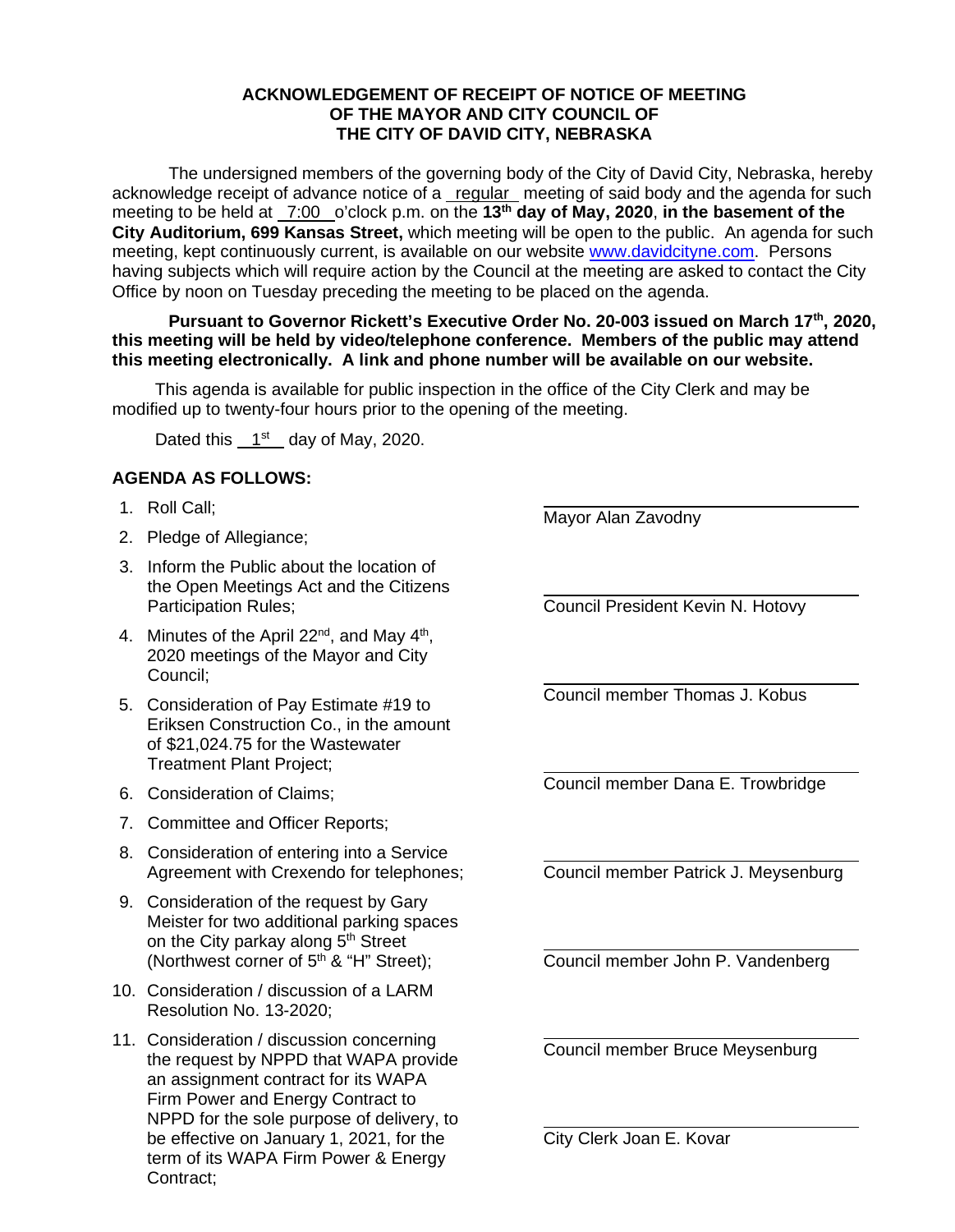**ACKNOWLEDGEMENT OF RECEIPT OF NOTICE OF MEETING OF THE MAYOR AND CITY COUNCIL OF THE CITY OF DAVID CITY, NEBRASKA**

The undersigned members of the governing body of the City of David City, Nebraska, hereby acknowledge receipt of advance notice of a regular meeting of said body and the agenda for such meeting to be held at 7:00 o'clock p.m. on the **13th day of May, 2020**, **in the basement of the City Auditorium, 699 Kansas Street,** which meeting will be open to the public. An agenda for such meeting, kept continuously current, is available on our website www.davidcityne.com. Persons having subjects which will require action by the Council at the meeting are asked to contact the City Office by noon on Tuesday preceding the meeting to be placed on the agenda.

**Pursuant to Governor Rickett's Executive Order No. 20-003 issued on March 17th, 2020, this meeting will be held by video/telephone conference. Members of the public may attend this meeting electronically. A link and phone number will be available on our website.**

This agenda is available for public inspection in the office of the City Clerk and may be modified up to twenty-four hours prior to the opening of the meeting.

Dated this 1st day of May, 2020.

**AGENDA AS FOLLOWS:**

1. Roll Call;
2. Pledge of Allegiance;
3. Inform the Public about the location of the Open Meetings Act and the Citizens Participation Rules;
4. Minutes of the April 22nd, and May 4th, 2020 meetings of the Mayor and City Council;
5. Consideration of Pay Estimate #19 to Eriksen Construction Co., in the amount of $21,024.75 for the Wastewater Treatment Plant Project;
6. Consideration of Claims;
7. Committee and Officer Reports;
8. Consideration of entering into a Service Agreement with Crexendo for telephones;
9. Consideration of the request by Gary Meister for two additional parking spaces on the City parkay along 5th Street (Northwest corner of 5th & "H" Street);
10. Consideration / discussion of a LARM Resolution No. 13-2020;
11. Consideration / discussion concerning the request by NPPD that WAPA provide an assignment contract for its WAPA Firm Power and Energy Contract to NPPD for the sole purpose of delivery, to be effective on January 1, 2021, for the term of its WAPA Firm Power & Energy Contract;

Mayor Alan Zavodny

Council President Kevin N. Hotovy

Council member Thomas J. Kobus

Council member Dana E. Trowbridge

Council member Patrick J. Meysenburg

Council member John P. Vandenberg

Council member Bruce Meysenburg

City Clerk Joan E. Kovar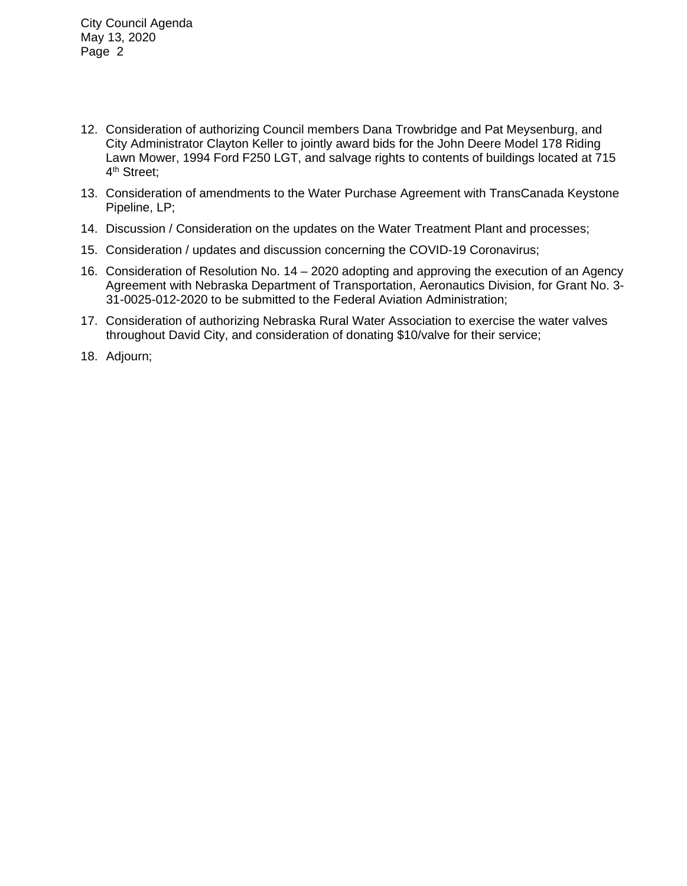12. Consideration of authorizing Council members Dana Trowbridge and Pat Meysenburg, and City Administrator Clayton Keller to jointly award bids for the John Deere Model 178 Riding Lawn Mower, 1994 Ford F250 LGT, and salvage rights to contents of buildings located at 715 4th Street;
13. Consideration of amendments to the Water Purchase Agreement with TransCanada Keystone Pipeline, LP;
14. Discussion / Consideration on the updates on the Water Treatment Plant and processes;
15. Consideration / updates and discussion concerning the COVID-19 Coronavirus;
16. Consideration of Resolution No. 14 – 2020 adopting and approving the execution of an Agency Agreement with Nebraska Department of Transportation, Aeronautics Division, for Grant No. 3-31-0025-012-2020 to be submitted to the Federal Aviation Administration;
17. Consideration of authorizing Nebraska Rural Water Association to exercise the water valves throughout David City, and consideration of donating $10/valve for their service;
18. Adjourn;